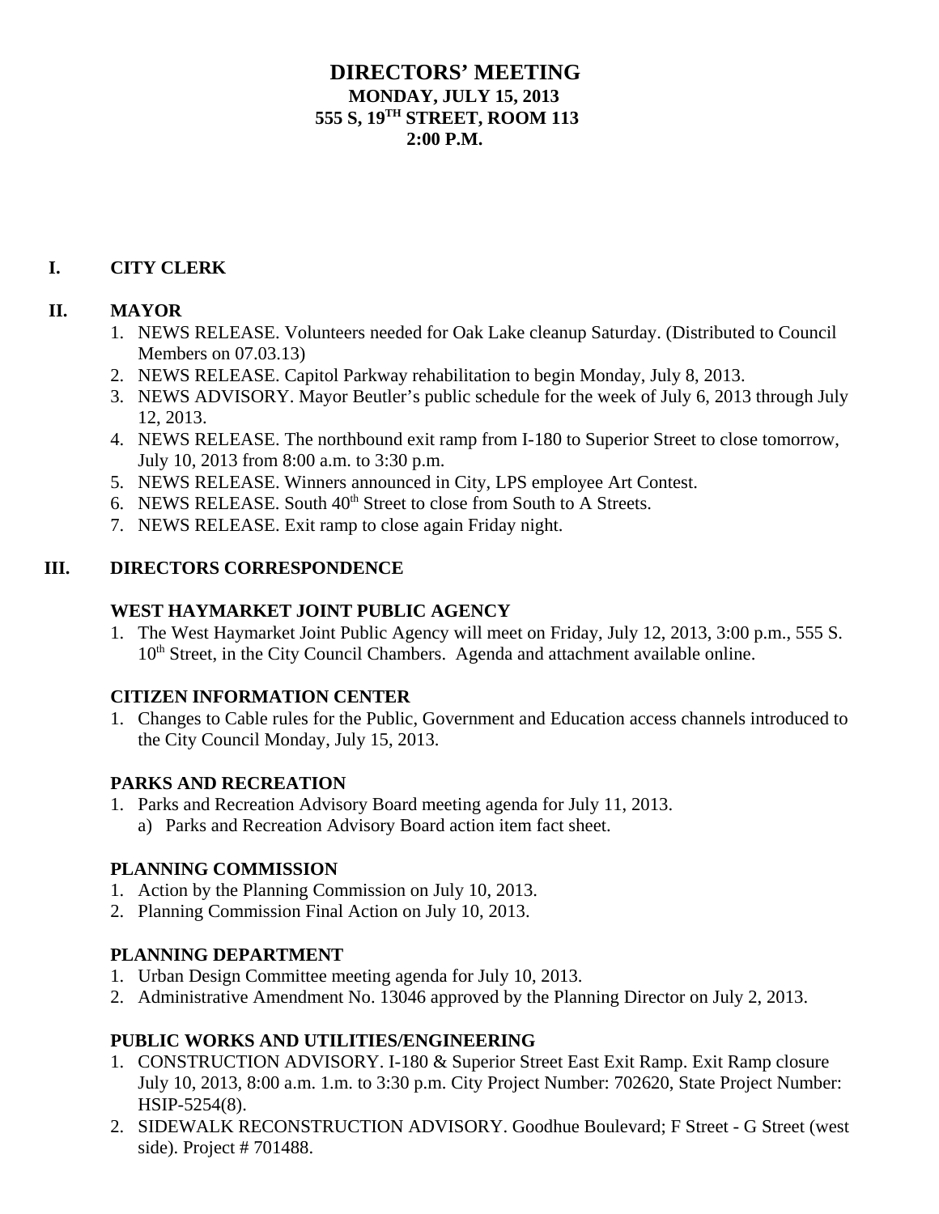# DIRECTORS' MEETING

**MONDAY, JULY 15, 2013**
**555 S, 19TH STREET, ROOM 113**
**2:00 P.M.**

## I. CITY CLERK

## II. MAYOR

1. NEWS RELEASE. Volunteers needed for Oak Lake cleanup Saturday. (Distributed to Council Members on 07.03.13)
2. NEWS RELEASE. Capitol Parkway rehabilitation to begin Monday, July 8, 2013.
3. NEWS ADVISORY. Mayor Beutler's public schedule for the week of July 6, 2013 through July 12, 2013.
4. NEWS RELEASE. The northbound exit ramp from I-180 to Superior Street to close tomorrow, July 10, 2013 from 8:00 a.m. to 3:30 p.m.
5. NEWS RELEASE. Winners announced in City, LPS employee Art Contest.
6. NEWS RELEASE. South 40th Street to close from South to A Streets.
7. NEWS RELEASE. Exit ramp to close again Friday night.

## III. DIRECTORS CORRESPONDENCE

### WEST HAYMARKET JOINT PUBLIC AGENCY

1. The West Haymarket Joint Public Agency will meet on Friday, July 12, 2013, 3:00 p.m., 555 S. 10th Street, in the City Council Chambers. Agenda and attachment available online.

### CITIZEN INFORMATION CENTER

1. Changes to Cable rules for the Public, Government and Education access channels introduced to the City Council Monday, July 15, 2013.

### PARKS AND RECREATION

1. Parks and Recreation Advisory Board meeting agenda for July 11, 2013.
   a) Parks and Recreation Advisory Board action item fact sheet.

### PLANNING COMMISSION

1. Action by the Planning Commission on July 10, 2013.
2. Planning Commission Final Action on July 10, 2013.

### PLANNING DEPARTMENT

1. Urban Design Committee meeting agenda for July 10, 2013.
2. Administrative Amendment No. 13046 approved by the Planning Director on July 2, 2013.

### PUBLIC WORKS AND UTILITIES/ENGINEERING

1. CONSTRUCTION ADVISORY. I-180 & Superior Street East Exit Ramp. Exit Ramp closure July 10, 2013, 8:00 a.m. 1.m. to 3:30 p.m. City Project Number: 702620, State Project Number: HSIP-5254(8).
2. SIDEWALK RECONSTRUCTION ADVISORY. Goodhue Boulevard; F Street - G Street (west side). Project # 701488.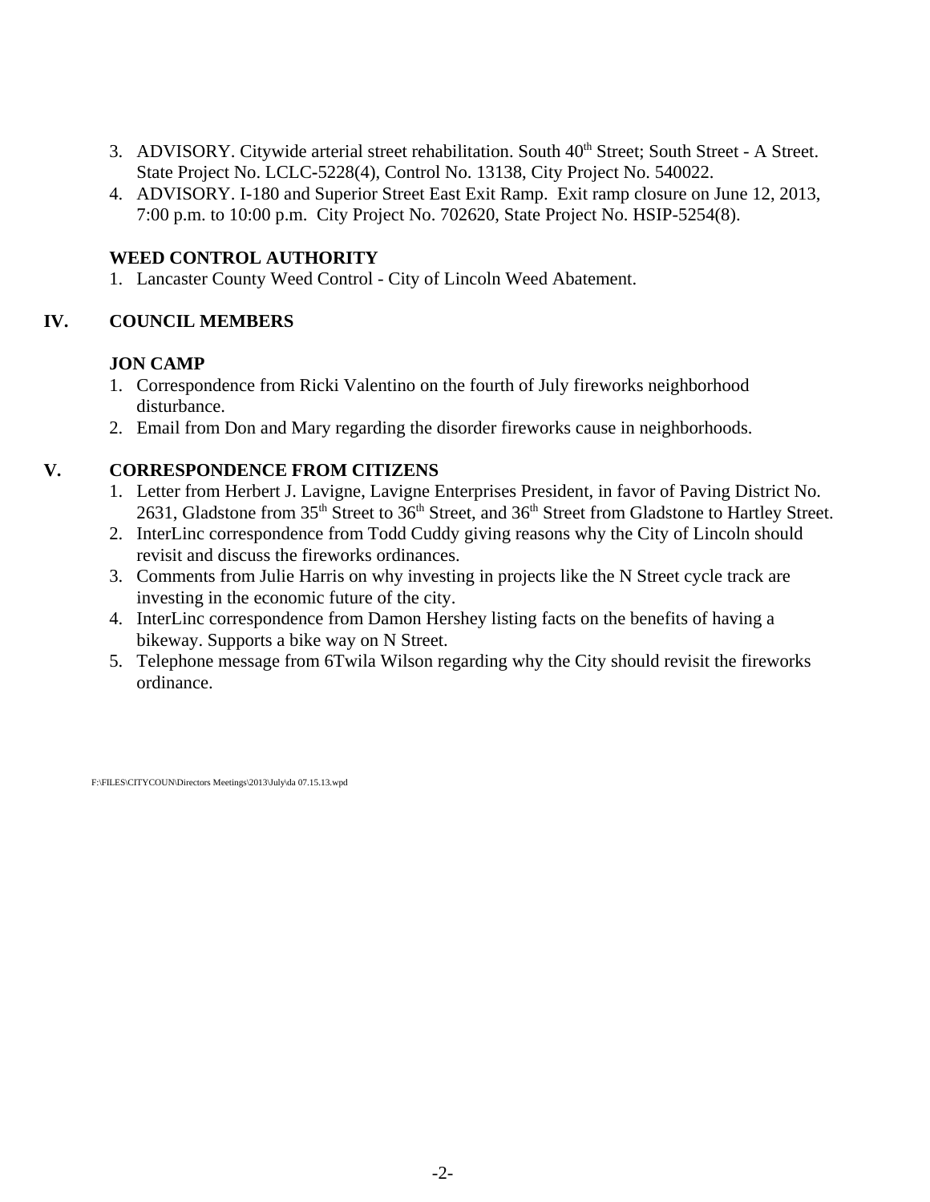3. ADVISORY. Citywide arterial street rehabilitation. South 40th Street; South Street - A Street. State Project No. LCLC-5228(4), Control No. 13138, City Project No. 540022.
4. ADVISORY. I-180 and Superior Street East Exit Ramp. Exit ramp closure on June 12, 2013, 7:00 p.m. to 10:00 p.m. City Project No. 702620, State Project No. HSIP-5254(8).

**WEED CONTROL AUTHORITY**

1. Lancaster County Weed Control - City of Lincoln Weed Abatement.

## IV. COUNCIL MEMBERS

**JON CAMP**

1. Correspondence from Ricki Valentino on the fourth of July fireworks neighborhood disturbance.
2. Email from Don and Mary regarding the disorder fireworks cause in neighborhoods.

## V. CORRESPONDENCE FROM CITIZENS

1. Letter from Herbert J. Lavigne, Lavigne Enterprises President, in favor of Paving District No. 2631, Gladstone from 35th Street to 36th Street, and 36th Street from Gladstone to Hartley Street.
2. InterLinc correspondence from Todd Cuddy giving reasons why the City of Lincoln should revisit and discuss the fireworks ordinances.
3. Comments from Julie Harris on why investing in projects like the N Street cycle track are investing in the economic future of the city.
4. InterLinc correspondence from Damon Hershey listing facts on the benefits of having a bikeway. Supports a bike way on N Street.
5. Telephone message from 6Twila Wilson regarding why the City should revisit the fireworks ordinance.

F:\FILES\CITYCOUN\Directors Meetings\2013\July\da 07.15.13.wpd